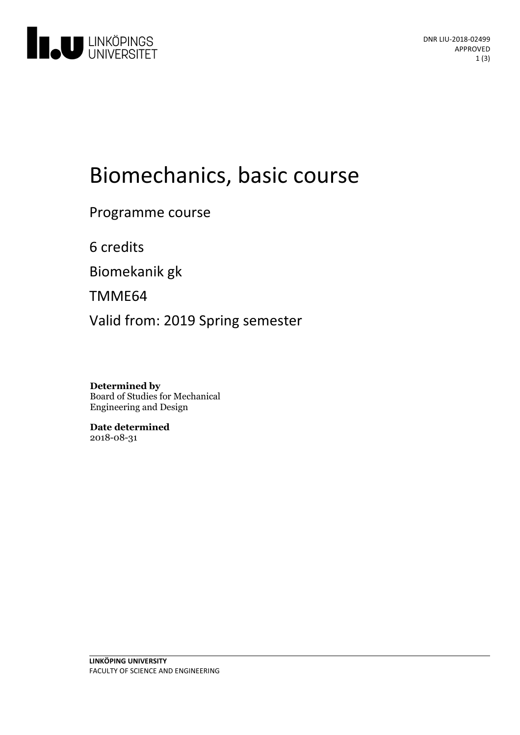DNR LIU-2018-02499
APPROVED

# Biomechanics, basic course

Programme course

6 credits

Biomekanik gk

TMME64

Valid from: 2019 Spring semester

**Determined by**
Board of Studies for Mechanical Engineering and Design

**Date determined**
2018-08-31

**LINKÖPING UNIVERSITY**
FACULTY OF SCIENCE AND ENGINEERING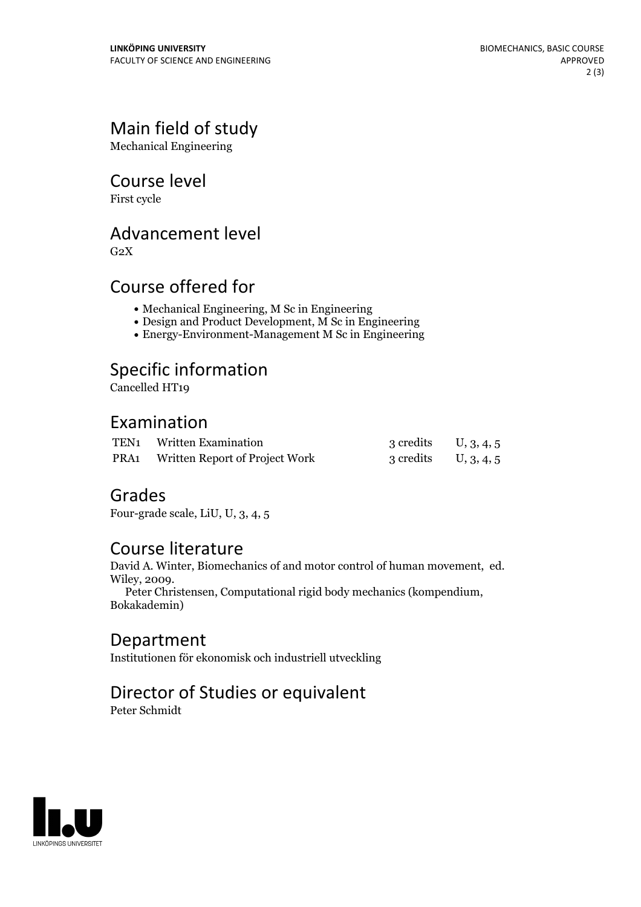## Main field of study
Mechanical Engineering

## Course level
First cycle

## Advancement level
G2X

## Course offered for
- Mechanical Engineering, M Sc in Engineering
- Design and Product Development, M Sc in Engineering
- Energy-Environment-Management M Sc in Engineering

## Specific information
Cancelled HT19

## Examination

| | | | |
|---|---|---|---|
| TEN1 | Written Examination | 3 credits | U, 3, 4, 5 |
| PRA1 | Written Report of Project Work | 3 credits | U, 3, 4, 5 |

## Grades
Four-grade scale, LiU, U, 3, 4, 5

## Course literature
David A. Winter, Biomechanics of and motor control of human movement, ed. Wiley, 2009.
Peter Christensen, Computational rigid body mechanics (kompendium, Bokakademin)

## Department
Institutionen för ekonomisk och industriell utveckling

## Director of Studies or equivalent
Peter Schmidt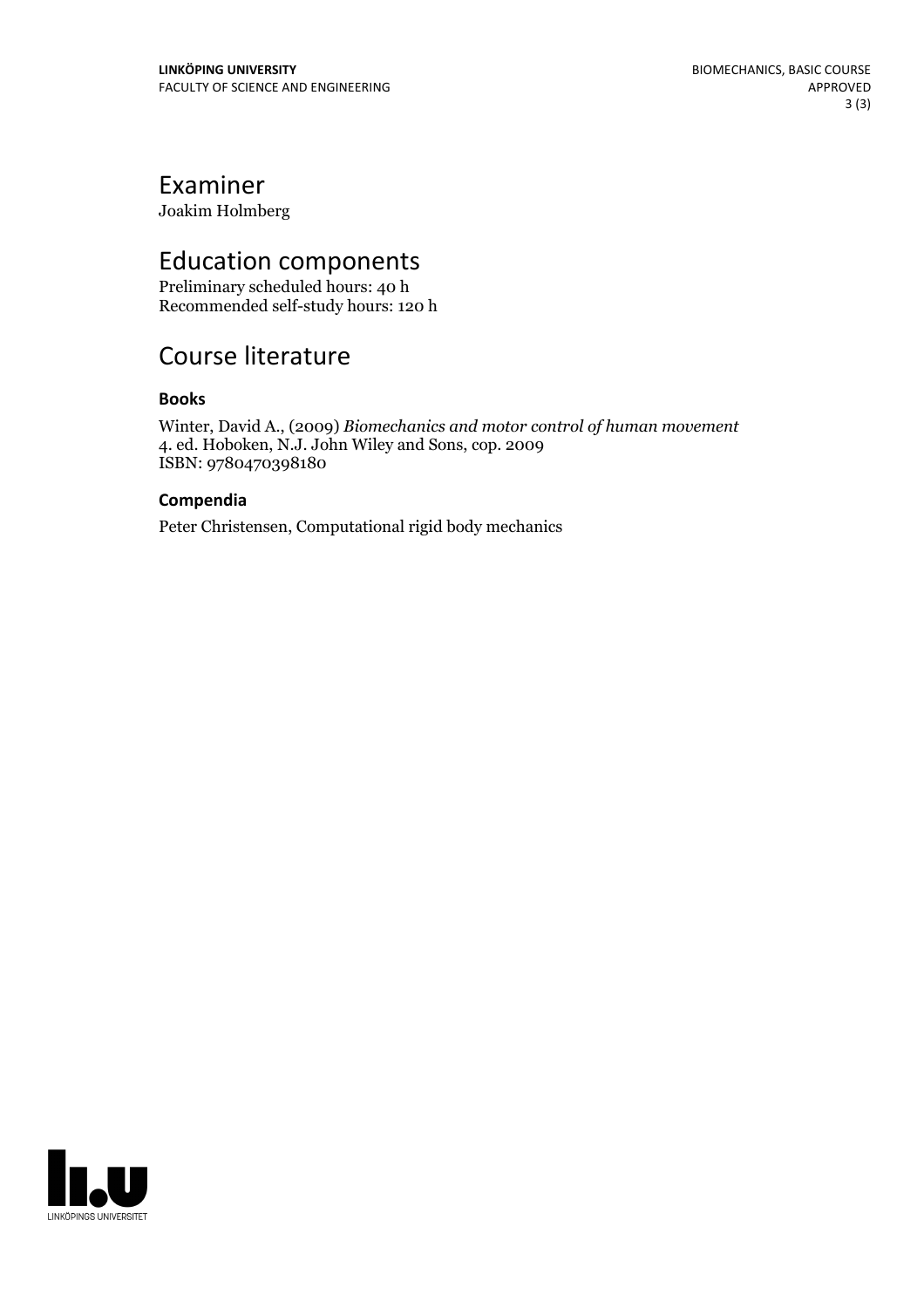## Examiner

Joakim Holmberg

## Education components

Preliminary scheduled hours: 40 h
Recommended self-study hours: 120 h

## Course literature

### Books

Winter, David A., (2009) *Biomechanics and motor control of human movement*
4. ed. Hoboken, N.J. John Wiley and Sons, cop. 2009
ISBN: 9780470398180

### Compendia

Peter Christensen, Computational rigid body mechanics